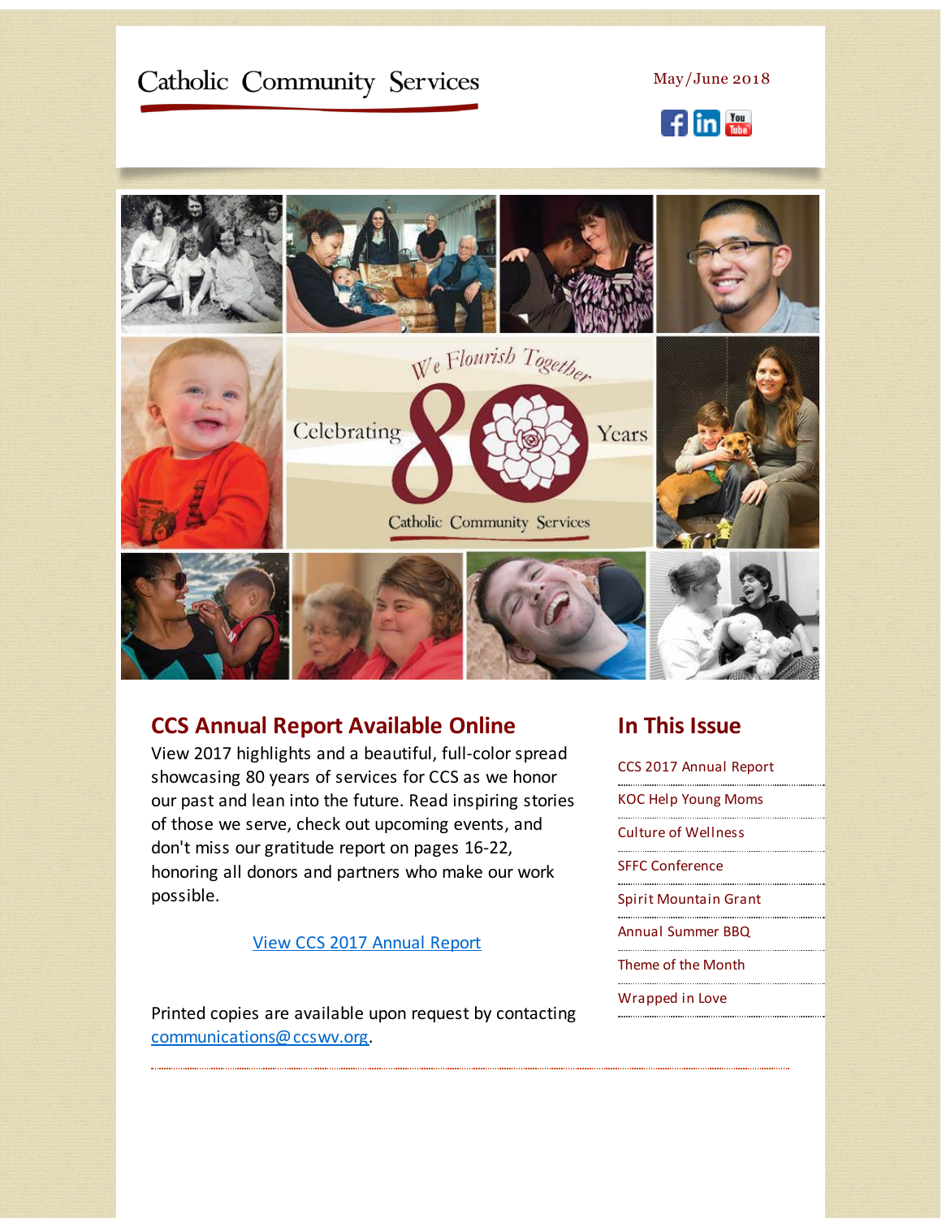Catholic Community Services

May/June 2018

We Flourish Together

Celebrating 80 Years

Catholic Community Services

## CCS Annual Report Available Online

View 2017 highlights and a beautiful, full-color spread showcasing 80 years of services for CCS as we honor our past and lean into the future. Read inspiring stories of those we serve, check out upcoming events, and don't miss our gratitude report on pages 16-22, honoring all donors and partners who make our work possible.

[View CCS 2017 Annual Report]

Printed copies are available upon request by contacting communications@ccswv.org.

## In This Issue

- CCS 2017 Annual Report
- KOC Help Young Moms
- Culture of Wellness
- SFFC Conference
- Spirit Mountain Grant
- Annual Summer BBQ
- Theme of the Month
- Wrapped in Love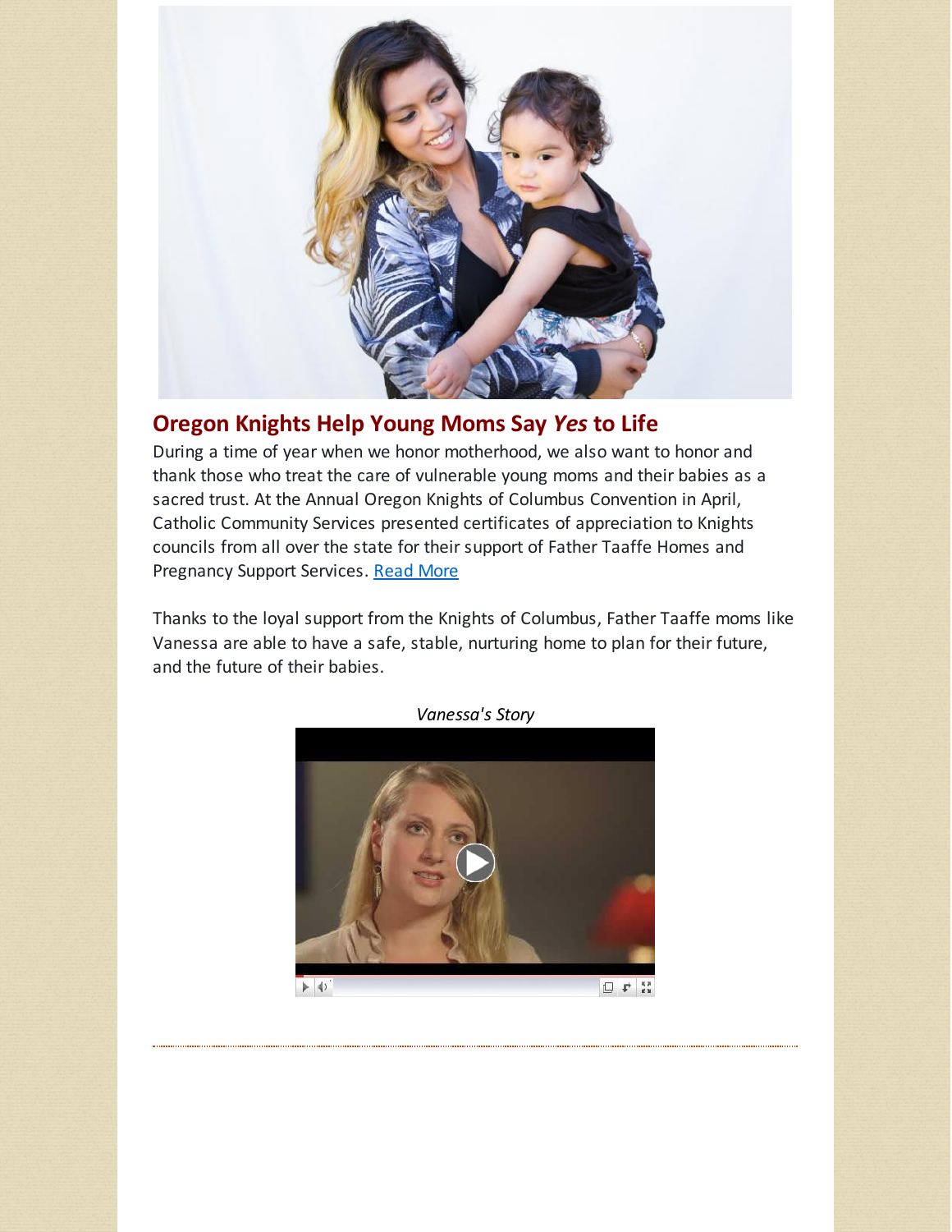## Oregon Knights Help Young Moms Say *Yes* to Life

During a time of year when we honor motherhood, we also want to honor and thank those who treat the care of vulnerable young moms and their babies as a sacred trust. At the Annual Oregon Knights of Columbus Convention in April, Catholic Community Services presented certificates of appreciation to Knights councils from all over the state for their support of Father Taaffe Homes and Pregnancy Support Services. Read More

Thanks to the loyal support from the Knights of Columbus, Father Taaffe moms like Vanessa are able to have a safe, stable, nurturing home to plan for their future, and the future of their babies.

*Vanessa's Story*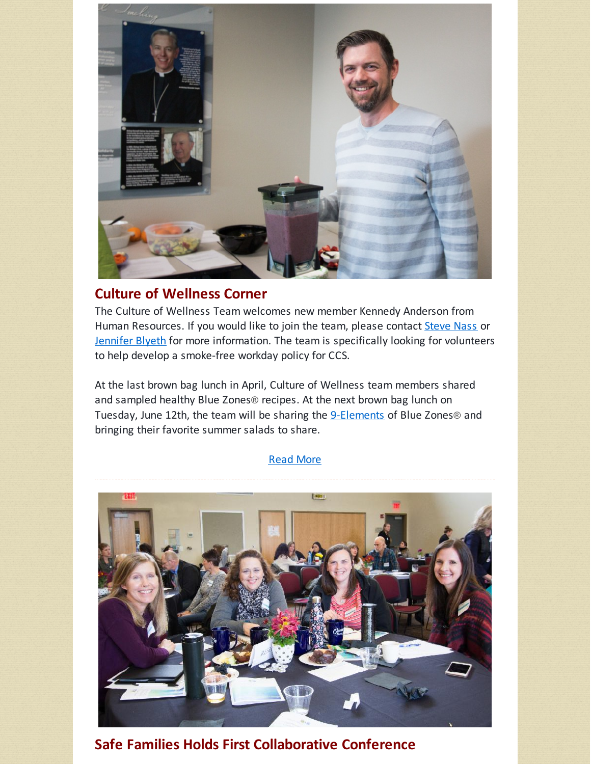## Culture of Wellness Corner

The Culture of Wellness Team welcomes new member Kennedy Anderson from Human Resources. If you would like to join the team, please contact Steve Nass or Jennifer Blyeth for more information. The team is specifically looking for volunteers to help develop a smoke-free workday policy for CCS.

At the last brown bag lunch in April, Culture of Wellness team members shared and sampled healthy Blue Zones® recipes. At the next brown bag lunch on Tuesday, June 12th, the team will be sharing the 9-Elements of Blue Zones® and bringing their favorite summer salads to share.

Read More

---

## Safe Families Holds First Collaborative Conference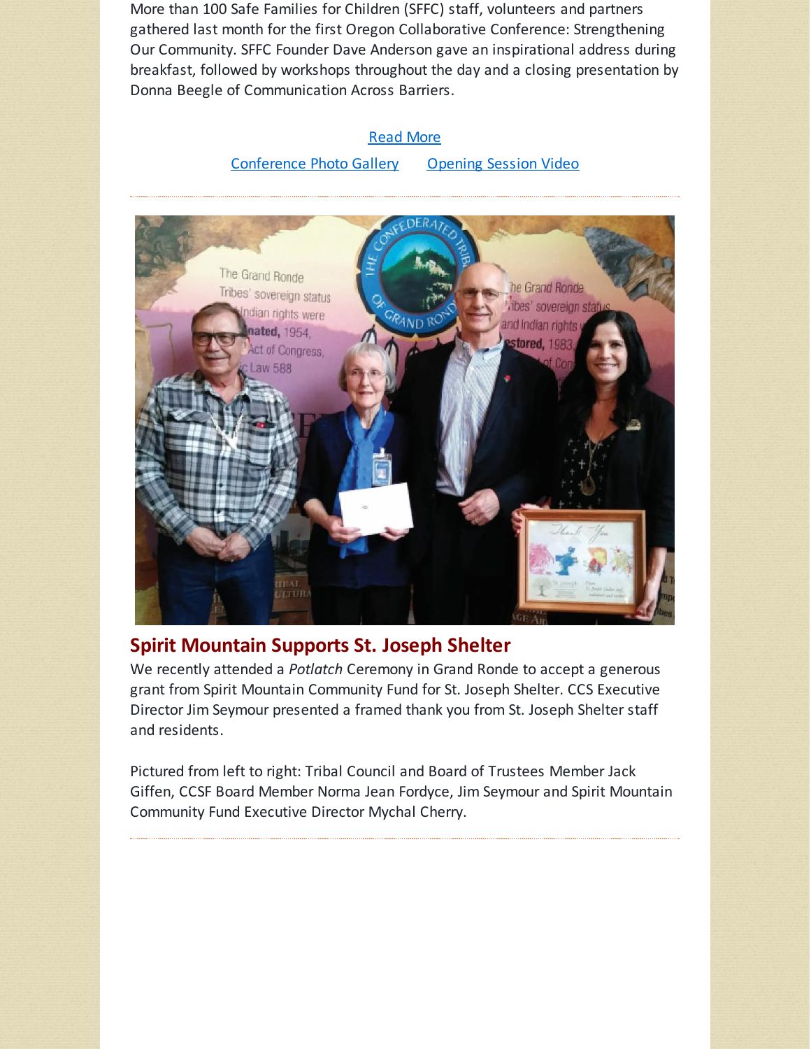More than 100 Safe Families for Children (SFFC) staff, volunteers and partners gathered last month for the first Oregon Collaborative Conference: Strengthening Our Community. SFFC Founder Dave Anderson gave an inspirational address during breakfast, followed by workshops throughout the day and a closing presentation by Donna Beegle of Communication Across Barriers.

Read More

Conference Photo Gallery    Opening Session Video

---

## Spirit Mountain Supports St. Joseph Shelter

We recently attended a *Potlatch* Ceremony in Grand Ronde to accept a generous grant from Spirit Mountain Community Fund for St. Joseph Shelter. CCS Executive Director Jim Seymour presented a framed thank you from St. Joseph Shelter staff and residents.

Pictured from left to right: Tribal Council and Board of Trustees Member Jack Giffen, CCSF Board Member Norma Jean Fordyce, Jim Seymour and Spirit Mountain Community Fund Executive Director Mychal Cherry.

---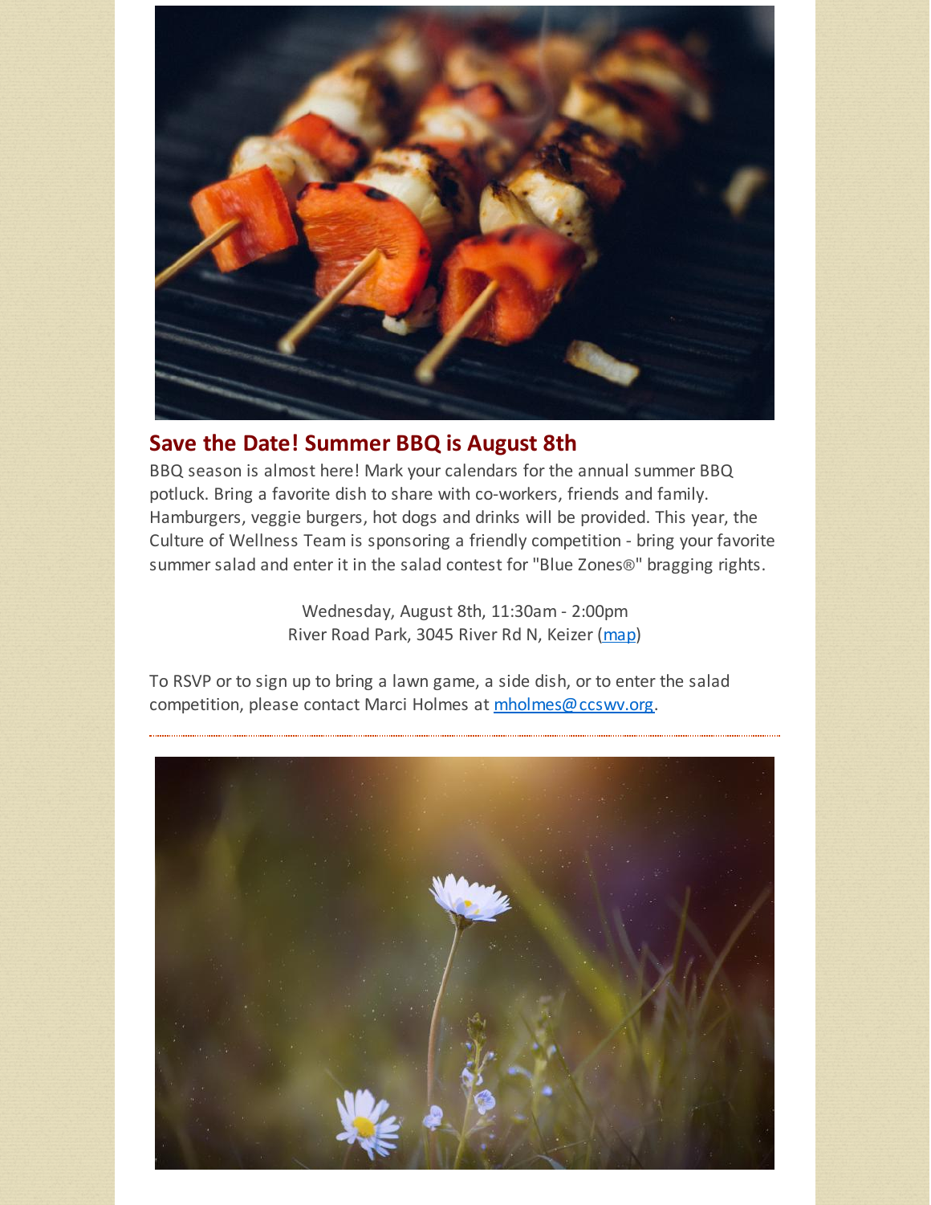## Save the Date! Summer BBQ is August 8th

BBQ season is almost here! Mark your calendars for the annual summer BBQ potluck. Bring a favorite dish to share with co-workers, friends and family. Hamburgers, veggie burgers, hot dogs and drinks will be provided. This year, the Culture of Wellness Team is sponsoring a friendly competition - bring your favorite summer salad and enter it in the salad contest for "Blue Zones®" bragging rights.

Wednesday, August 8th, 11:30am - 2:00pm
River Road Park, 3045 River Rd N, Keizer (map)

To RSVP or to sign up to bring a lawn game, a side dish, or to enter the salad competition, please contact Marci Holmes at mholmes@ccswv.org.

---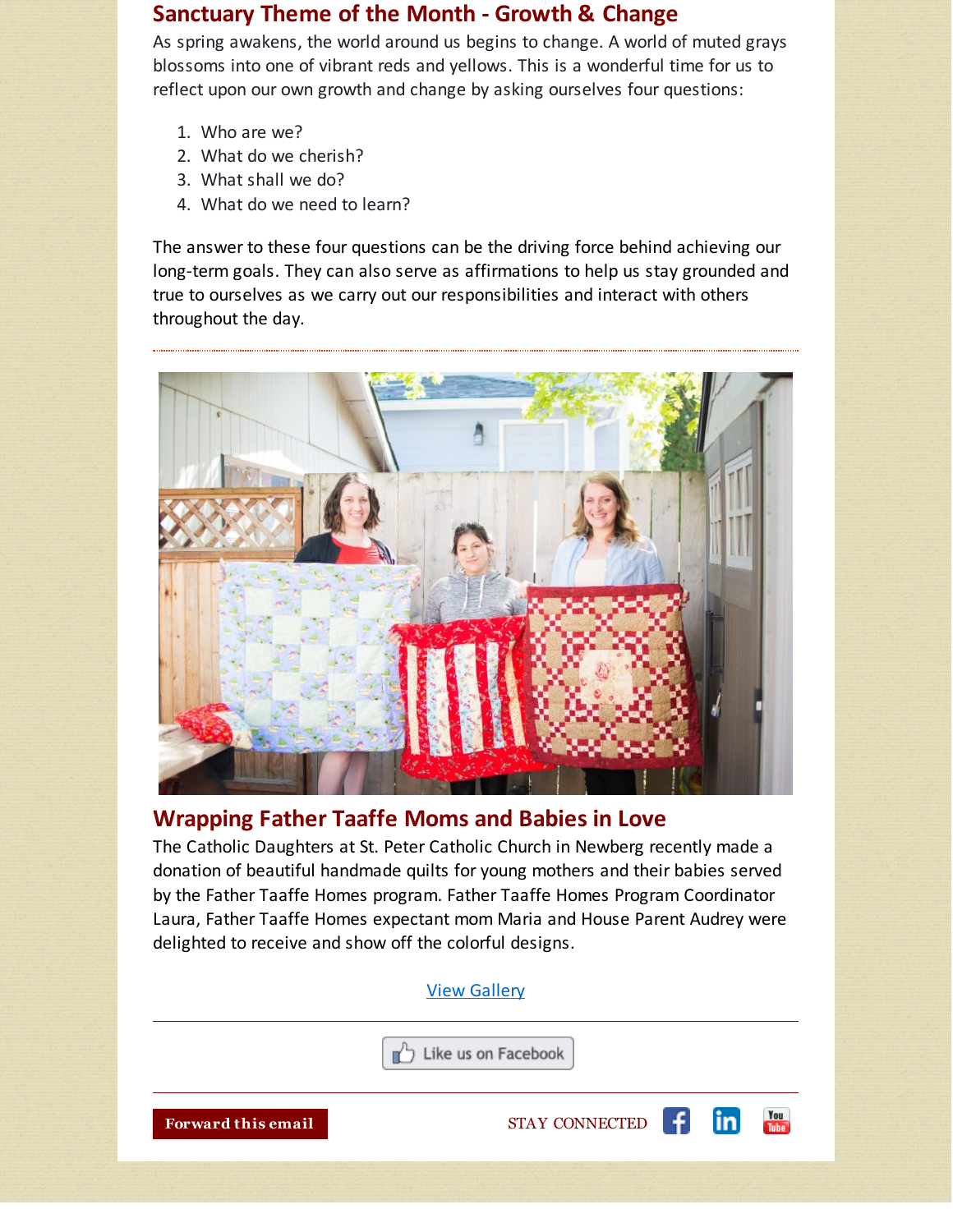## Sanctuary Theme of the Month - Growth & Change

As spring awakens, the world around us begins to change. A world of muted grays blossoms into one of vibrant reds and yellows. This is a wonderful time for us to reflect upon our own growth and change by asking ourselves four questions:

1. Who are we?
2. What do we cherish?
3. What shall we do?
4. What do we need to learn?

The answer to these four questions can be the driving force behind achieving our long-term goals. They can also serve as affirmations to help us stay grounded and true to ourselves as we carry out our responsibilities and interact with others throughout the day.

## Wrapping Father Taaffe Moms and Babies in Love

The Catholic Daughters at St. Peter Catholic Church in Newberg recently made a donation of beautiful handmade quilts for young mothers and their babies served by the Father Taaffe Homes program. Father Taaffe Homes Program Coordinator Laura, Father Taaffe Homes expectant mom Maria and House Parent Audrey were delighted to receive and show off the colorful designs.

View Gallery

Like us on Facebook

Forward this email

STAY CONNECTED